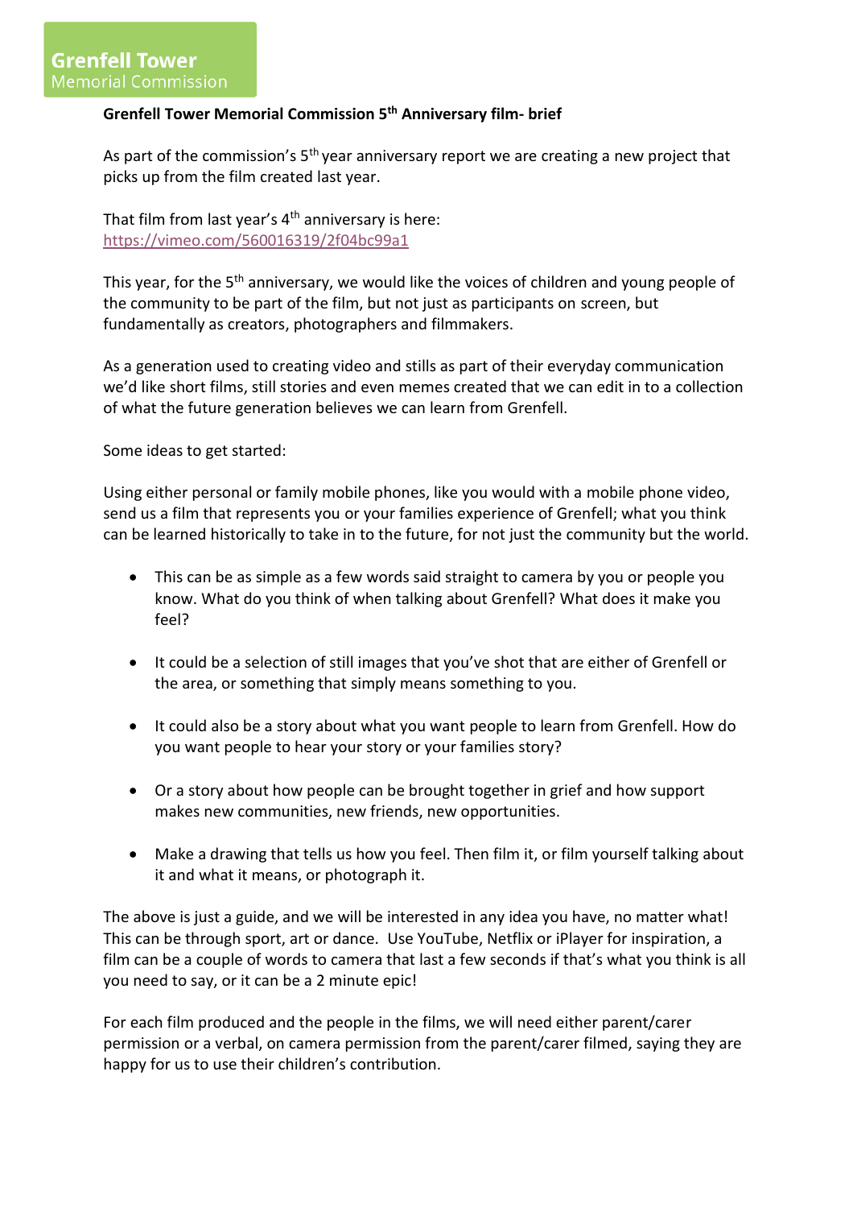**Grenfell Tower**
Memorial Commission

## Grenfell Tower Memorial Commission 5th Anniversary film- brief

As part of the commission's 5th year anniversary report we are creating a new project that picks up from the film created last year.

That film from last year's 4th anniversary is here:
https://vimeo.com/560016319/2f04bc99a1

This year, for the 5th anniversary, we would like the voices of children and young people of the community to be part of the film, but not just as participants on screen, but fundamentally as creators, photographers and filmmakers.

As a generation used to creating video and stills as part of their everyday communication we'd like short films, still stories and even memes created that we can edit in to a collection of what the future generation believes we can learn from Grenfell.

Some ideas to get started:

Using either personal or family mobile phones, like you would with a mobile phone video, send us a film that represents you or your families experience of Grenfell; what you think can be learned historically to take in to the future, for not just the community but the world.

- This can be as simple as a few words said straight to camera by you or people you know. What do you think of when talking about Grenfell? What does it make you feel?
- It could be a selection of still images that you've shot that are either of Grenfell or the area, or something that simply means something to you.
- It could also be a story about what you want people to learn from Grenfell. How do you want people to hear your story or your families story?
- Or a story about how people can be brought together in grief and how support makes new communities, new friends, new opportunities.
- Make a drawing that tells us how you feel. Then film it, or film yourself talking about it and what it means, or photograph it.

The above is just a guide, and we will be interested in any idea you have, no matter what! This can be through sport, art or dance. Use YouTube, Netflix or iPlayer for inspiration, a film can be a couple of words to camera that last a few seconds if that's what you think is all you need to say, or it can be a 2 minute epic!

For each film produced and the people in the films, we will need either parent/carer permission or a verbal, on camera permission from the parent/carer filmed, saying they are happy for us to use their children's contribution.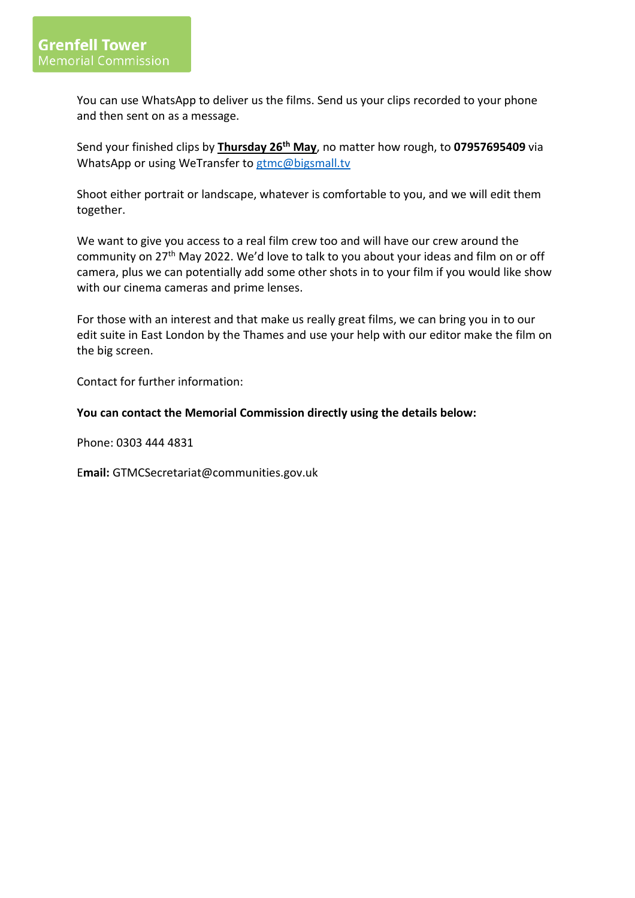**Grenfell Tower**
Memorial Commission

You can use WhatsApp to deliver us the films. Send us your clips recorded to your phone and then sent on as a message.

Send your finished clips by **Thursday 26th May**, no matter how rough, to **07957695409** via WhatsApp or using WeTransfer to gtmc@bigsmall.tv

Shoot either portrait or landscape, whatever is comfortable to you, and we will edit them together.

We want to give you access to a real film crew too and will have our crew around the community on 27th May 2022. We'd love to talk to you about your ideas and film on or off camera, plus we can potentially add some other shots in to your film if you would like show with our cinema cameras and prime lenses.

For those with an interest and that make us really great films, we can bring you in to our edit suite in East London by the Thames and use your help with our editor make the film on the big screen.

Contact for further information:

**You can contact the Memorial Commission directly using the details below:**

Phone: 0303 444 4831

E**mail:** GTMCSecretariat@communities.gov.uk